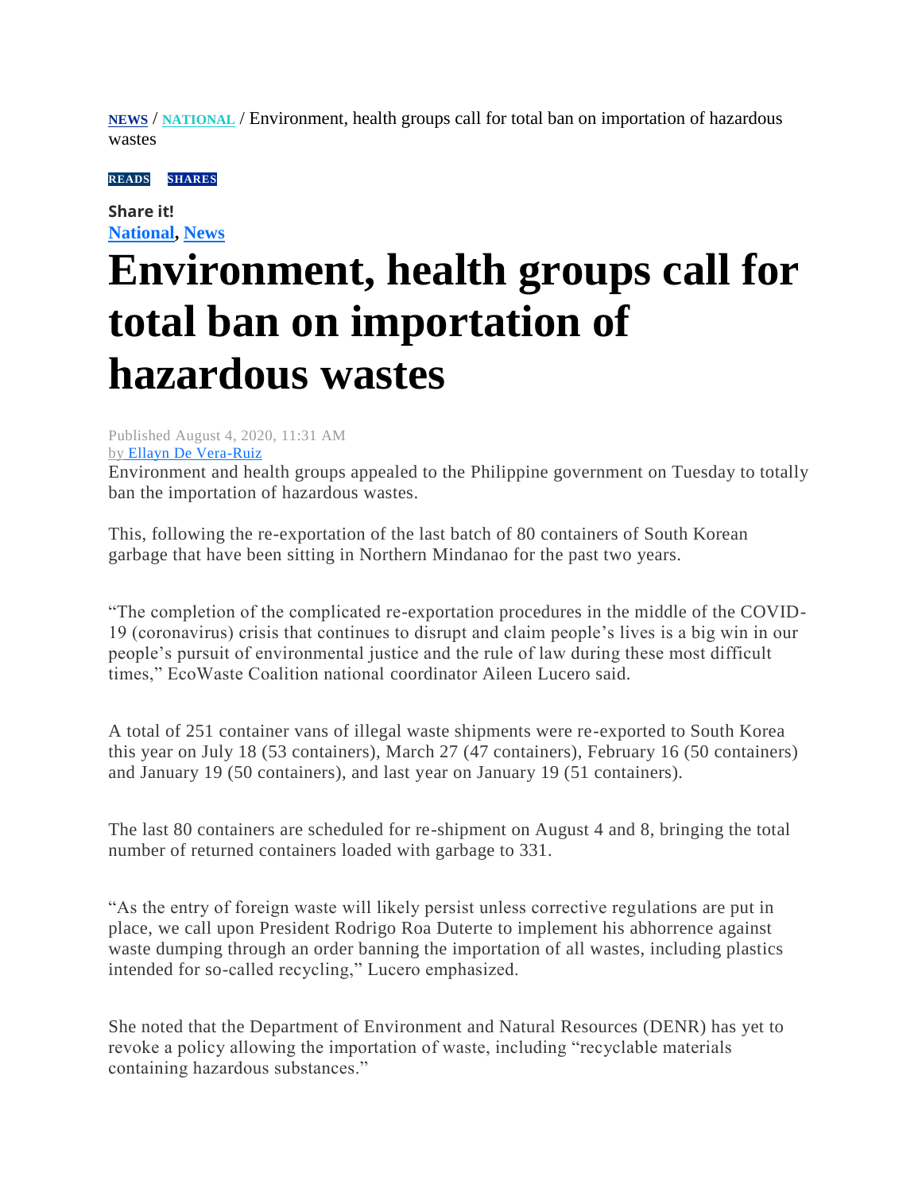**NEWS** / **NATIONAL** / Environment, health groups call for total ban on importation of hazardous wastes

**READS** **SHARES**

**Share it!**

**National**, **News**

# Environment, health groups call for total ban on importation of hazardous wastes

Published August 4, 2020, 11:31 AM

by Ellayn De Vera-Ruiz

Environment and health groups appealed to the Philippine government on Tuesday to totally ban the importation of hazardous wastes.

This, following the re-exportation of the last batch of 80 containers of South Korean garbage that have been sitting in Northern Mindanao for the past two years.

"The completion of the complicated re-exportation procedures in the middle of the COVID-19 (coronavirus) crisis that continues to disrupt and claim people's lives is a big win in our people's pursuit of environmental justice and the rule of law during these most difficult times," EcoWaste Coalition national coordinator Aileen Lucero said.

A total of 251 container vans of illegal waste shipments were re-exported to South Korea this year on July 18 (53 containers), March 27 (47 containers), February 16 (50 containers) and January 19 (50 containers), and last year on January 19 (51 containers).

The last 80 containers are scheduled for re-shipment on August 4 and 8, bringing the total number of returned containers loaded with garbage to 331.

"As the entry of foreign waste will likely persist unless corrective regulations are put in place, we call upon President Rodrigo Roa Duterte to implement his abhorrence against waste dumping through an order banning the importation of all wastes, including plastics intended for so-called recycling," Lucero emphasized.

She noted that the Department of Environment and Natural Resources (DENR) has yet to revoke a policy allowing the importation of waste, including "recyclable materials containing hazardous substances."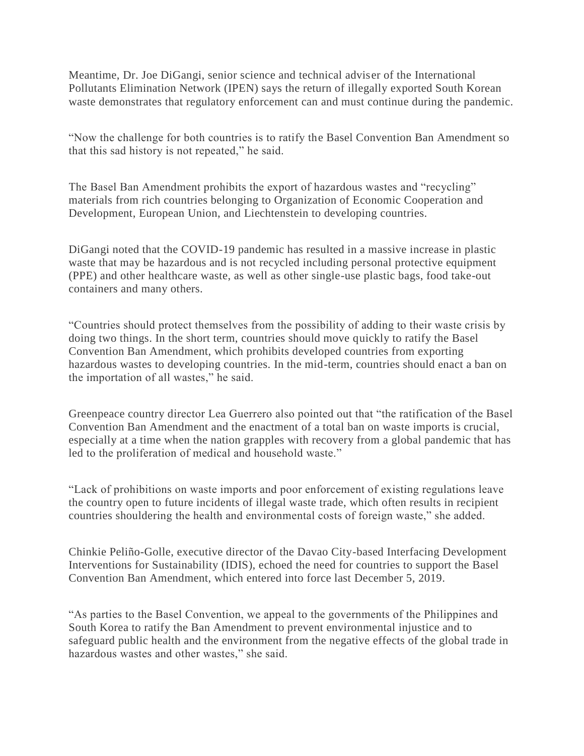Meantime, Dr. Joe DiGangi, senior science and technical adviser of the International Pollutants Elimination Network (IPEN) says the return of illegally exported South Korean waste demonstrates that regulatory enforcement can and must continue during the pandemic.

"Now the challenge for both countries is to ratify the Basel Convention Ban Amendment so that this sad history is not repeated," he said.

The Basel Ban Amendment prohibits the export of hazardous wastes and "recycling" materials from rich countries belonging to Organization of Economic Cooperation and Development, European Union, and Liechtenstein to developing countries.

DiGangi noted that the COVID-19 pandemic has resulted in a massive increase in plastic waste that may be hazardous and is not recycled including personal protective equipment (PPE) and other healthcare waste, as well as other single-use plastic bags, food take-out containers and many others.

"Countries should protect themselves from the possibility of adding to their waste crisis by doing two things. In the short term, countries should move quickly to ratify the Basel Convention Ban Amendment, which prohibits developed countries from exporting hazardous wastes to developing countries. In the mid-term, countries should enact a ban on the importation of all wastes," he said.

Greenpeace country director Lea Guerrero also pointed out that "the ratification of the Basel Convention Ban Amendment and the enactment of a total ban on waste imports is crucial, especially at a time when the nation grapples with recovery from a global pandemic that has led to the proliferation of medical and household waste."

"Lack of prohibitions on waste imports and poor enforcement of existing regulations leave the country open to future incidents of illegal waste trade, which often results in recipient countries shouldering the health and environmental costs of foreign waste," she added.

Chinkie Peliño-Golle, executive director of the Davao City-based Interfacing Development Interventions for Sustainability (IDIS), echoed the need for countries to support the Basel Convention Ban Amendment, which entered into force last December 5, 2019.

"As parties to the Basel Convention, we appeal to the governments of the Philippines and South Korea to ratify the Ban Amendment to prevent environmental injustice and to safeguard public health and the environment from the negative effects of the global trade in hazardous wastes and other wastes," she said.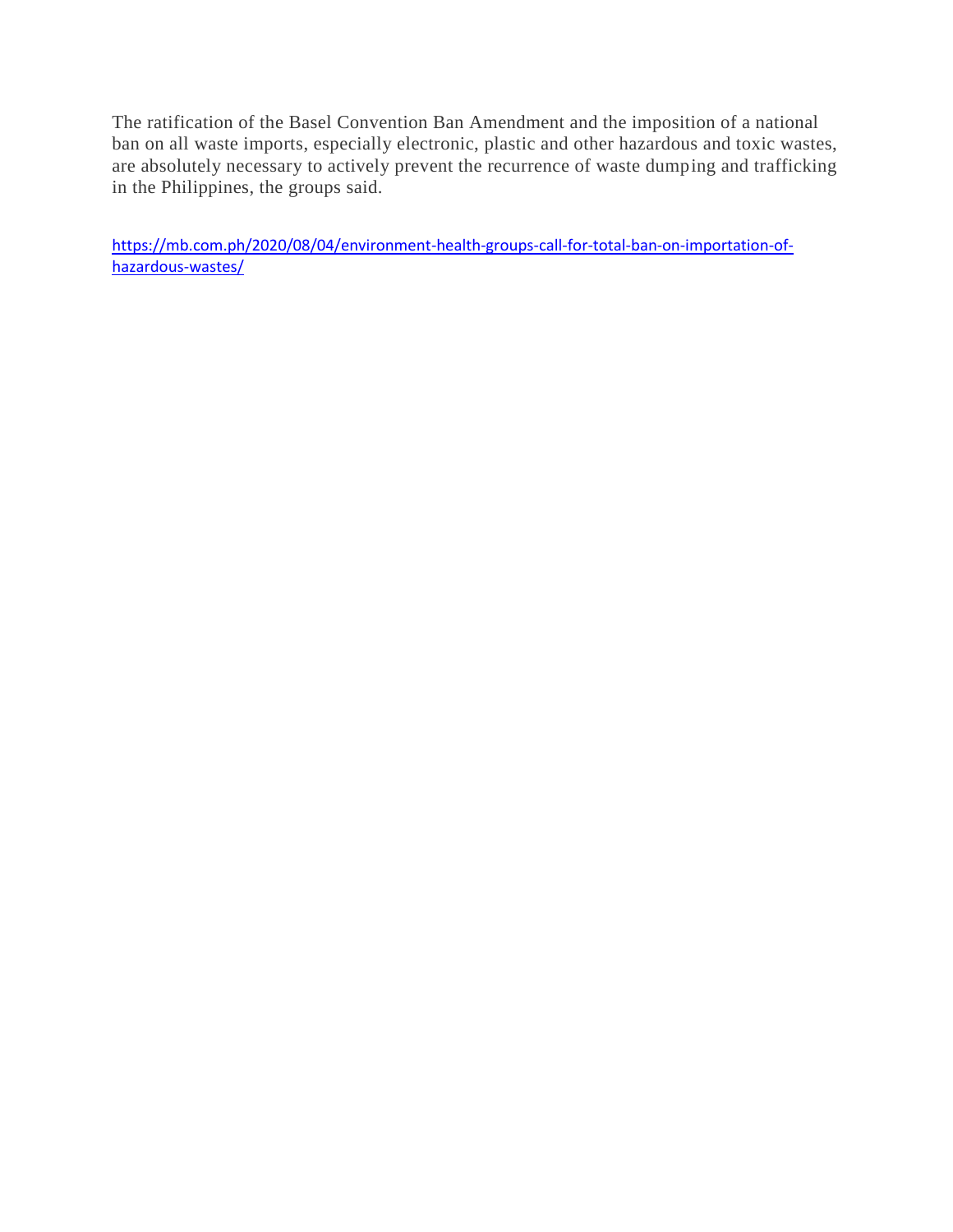The ratification of the Basel Convention Ban Amendment and the imposition of a national ban on all waste imports, especially electronic, plastic and other hazardous and toxic wastes, are absolutely necessary to actively prevent the recurrence of waste dumping and trafficking in the Philippines, the groups said.

https://mb.com.ph/2020/08/04/environment-health-groups-call-for-total-ban-on-importation-of-hazardous-wastes/